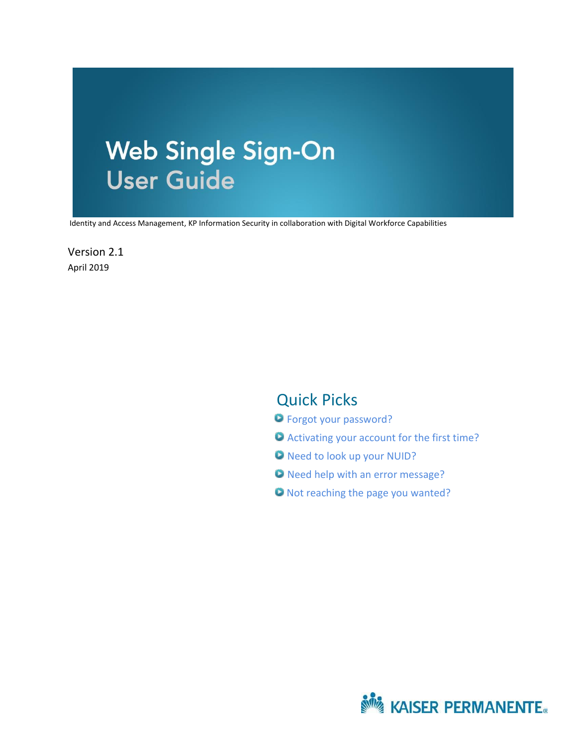# Web Single Sign-On
## User Guide

Identity and Access Management, KP Information Security in collaboration with Digital Workforce Capabilities

Version 2.1

April 2019

## Quick Picks

- Forgot your password?
- Activating your account for the first time?
- Need to look up your NUID?
- Need help with an error message?
- Not reaching the page you wanted?

KAISER PERMANENTE®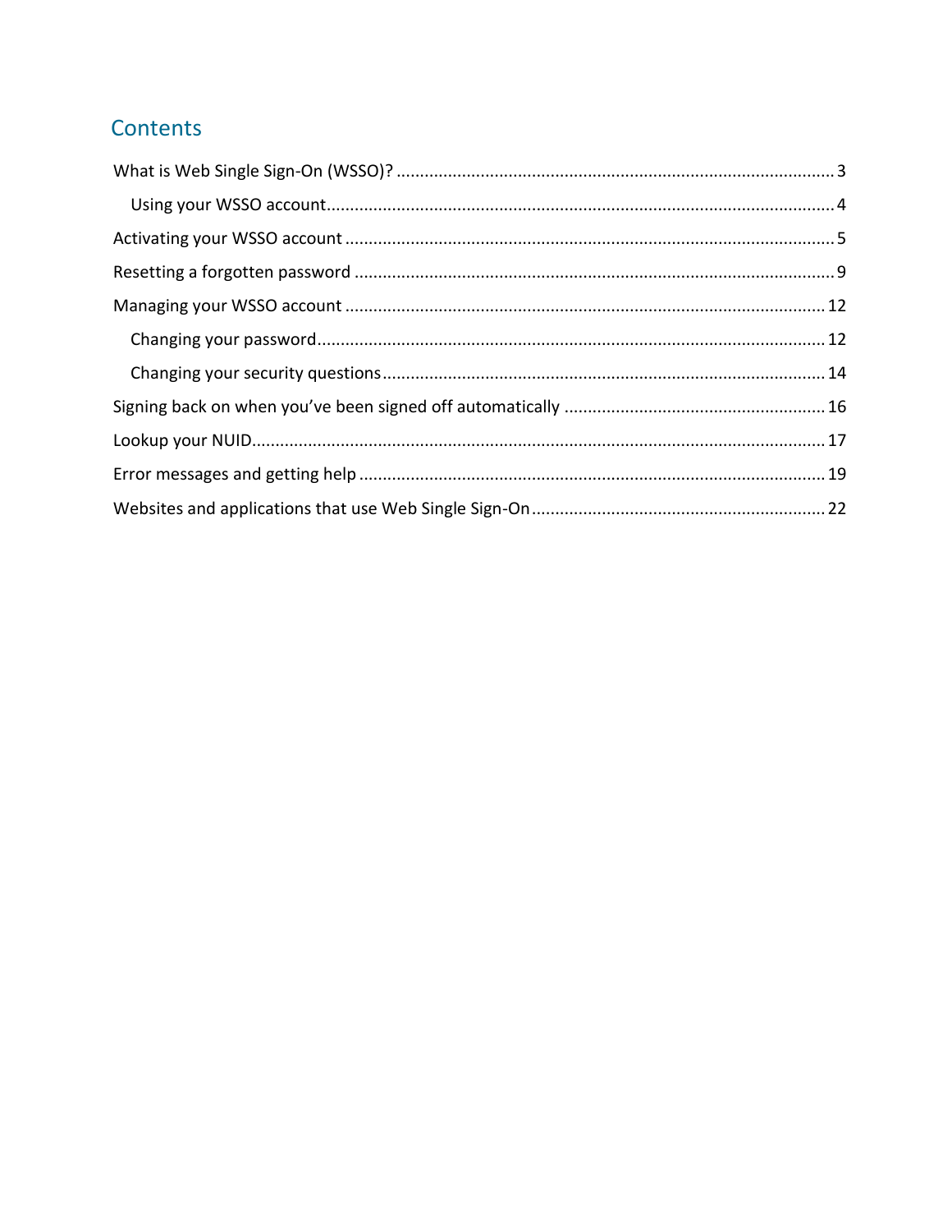# Contents

- What is Web Single Sign-On (WSSO)? ... 3
  - Using your WSSO account ... 4
- Activating your WSSO account ... 5
- Resetting a forgotten password ... 9
- Managing your WSSO account ... 12
  - Changing your password ... 12
  - Changing your security questions ... 14
- Signing back on when you've been signed off automatically ... 16
- Lookup your NUID ... 17
- Error messages and getting help ... 19
- Websites and applications that use Web Single Sign-On ... 22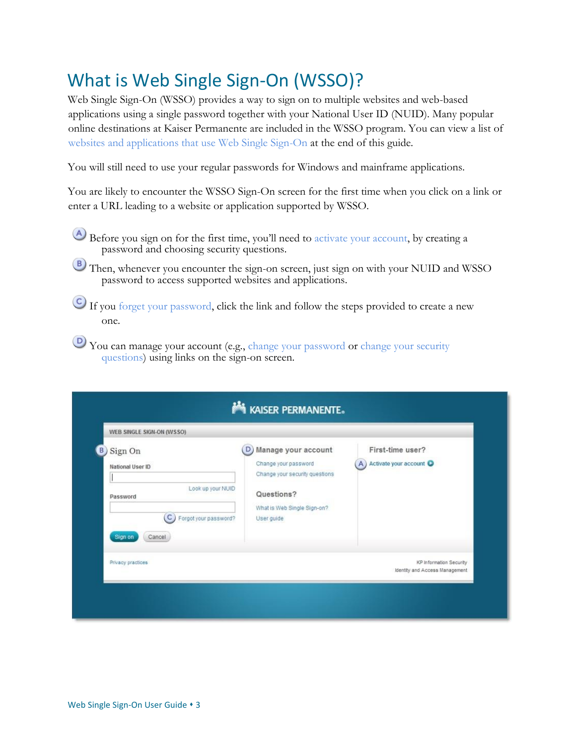# What is Web Single Sign-On (WSSO)?

Web Single Sign-On (WSSO) provides a way to sign on to multiple websites and web-based applications using a single password together with your National User ID (NUID). Many popular online destinations at Kaiser Permanente are included in the WSSO program. You can view a list of websites and applications that use Web Single Sign-On at the end of this guide.

You will still need to use your regular passwords for Windows and mainframe applications.

You are likely to encounter the WSSO Sign-On screen for the first time when you click on a link or enter a URL leading to a website or application supported by WSSO.

- (A) Before you sign on for the first time, you'll need to activate your account, by creating a password and choosing security questions.
- (B) Then, whenever you encounter the sign-on screen, just sign on with your NUID and WSSO password to access supported websites and applications.
- (C) If you forget your password, click the link and follow the steps provided to create a new one.
- (D) You can manage your account (e.g., change your password or change your security questions) using links on the sign-on screen.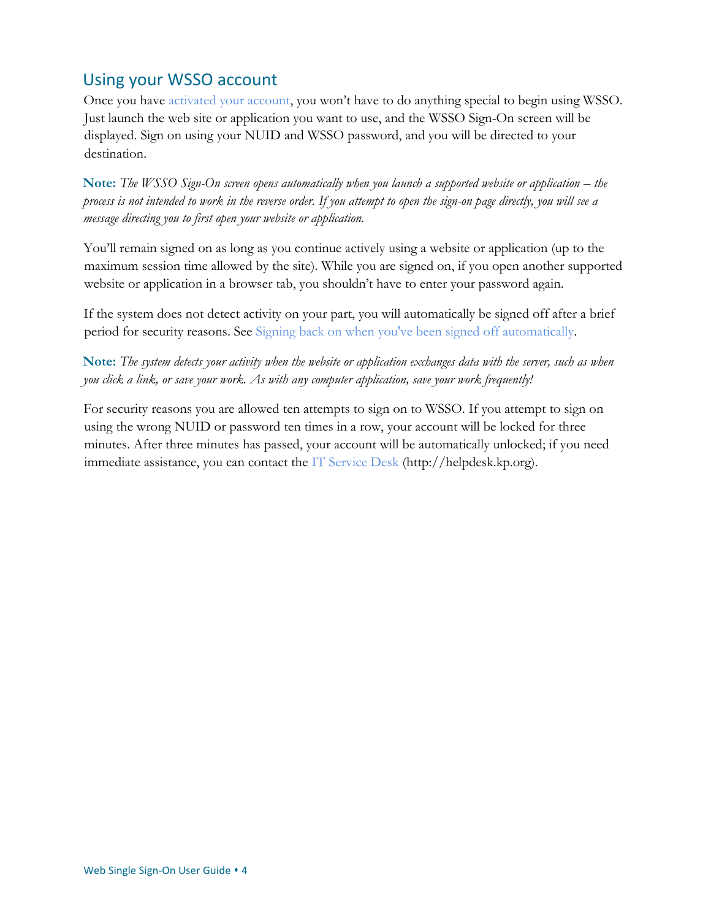## Using your WSSO account

Once you have activated your account, you won't have to do anything special to begin using WSSO. Just launch the web site or application you want to use, and the WSSO Sign-On screen will be displayed. Sign on using your NUID and WSSO password, and you will be directed to your destination.

**Note:** *The WSSO Sign-On screen opens automatically when you launch a supported website or application – the process is not intended to work in the reverse order. If you attempt to open the sign-on page directly, you will see a message directing you to first open your website or application.*

You'll remain signed on as long as you continue actively using a website or application (up to the maximum session time allowed by the site). While you are signed on, if you open another supported website or application in a browser tab, you shouldn't have to enter your password again.

If the system does not detect activity on your part, you will automatically be signed off after a brief period for security reasons. See Signing back on when you've been signed off automatically.

**Note:** *The system detects your activity when the website or application exchanges data with the server, such as when you click a link, or save your work. As with any computer application, save your work frequently!*

For security reasons you are allowed ten attempts to sign on to WSSO. If you attempt to sign on using the wrong NUID or password ten times in a row, your account will be locked for three minutes. After three minutes has passed, your account will be automatically unlocked; if you need immediate assistance, you can contact the IT Service Desk (http://helpdesk.kp.org).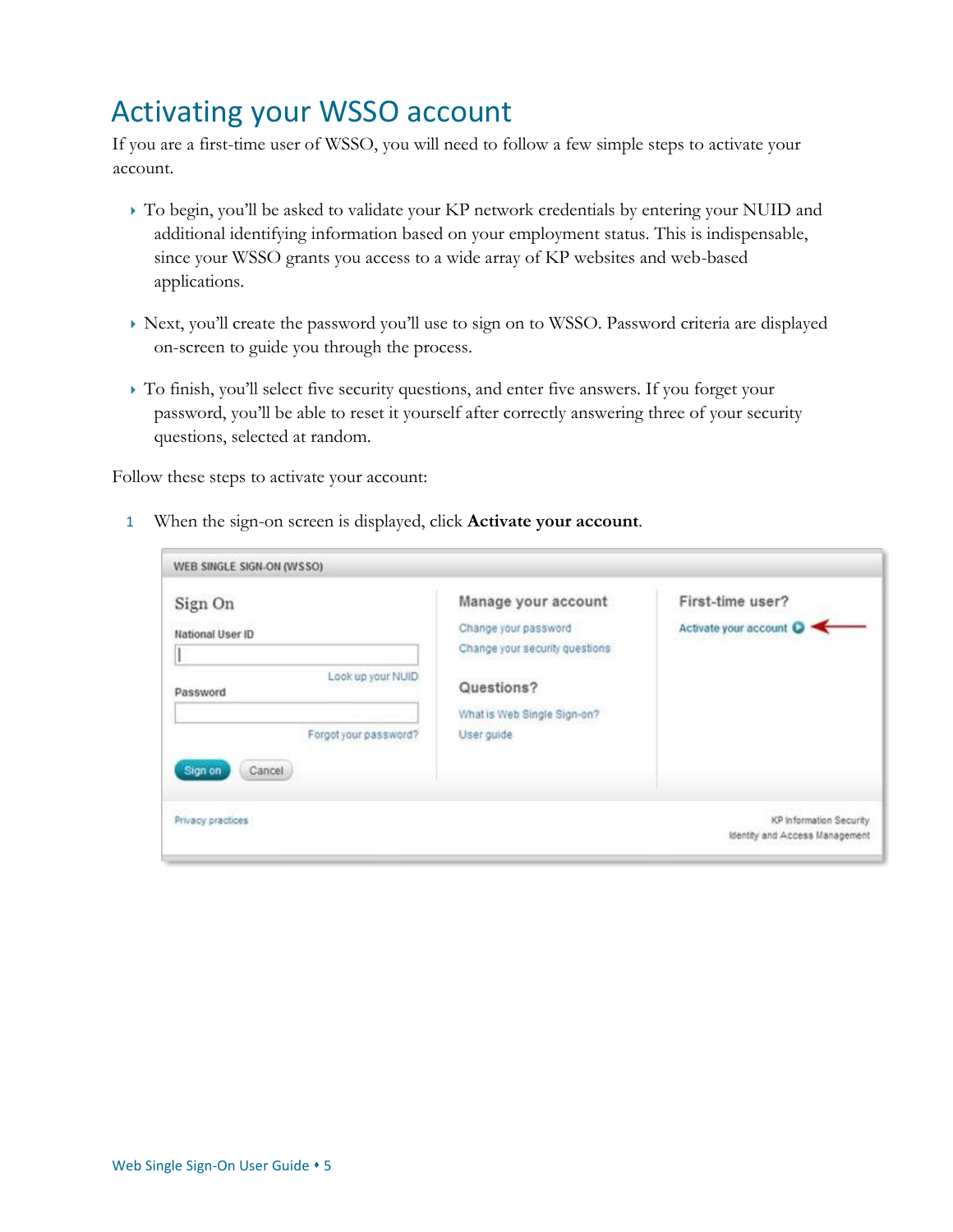# Activating your WSSO account

If you are a first-time user of WSSO, you will need to follow a few simple steps to activate your account.

- To begin, you'll be asked to validate your KP network credentials by entering your NUID and additional identifying information based on your employment status. This is indispensable, since your WSSO grants you access to a wide array of KP websites and web-based applications.
- Next, you'll create the password you'll use to sign on to WSSO. Password criteria are displayed on-screen to guide you through the process.
- To finish, you'll select five security questions, and enter five answers. If you forget your password, you'll be able to reset it yourself after correctly answering three of your security questions, selected at random.

Follow these steps to activate your account:

1. When the sign-on screen is displayed, click **Activate your account**.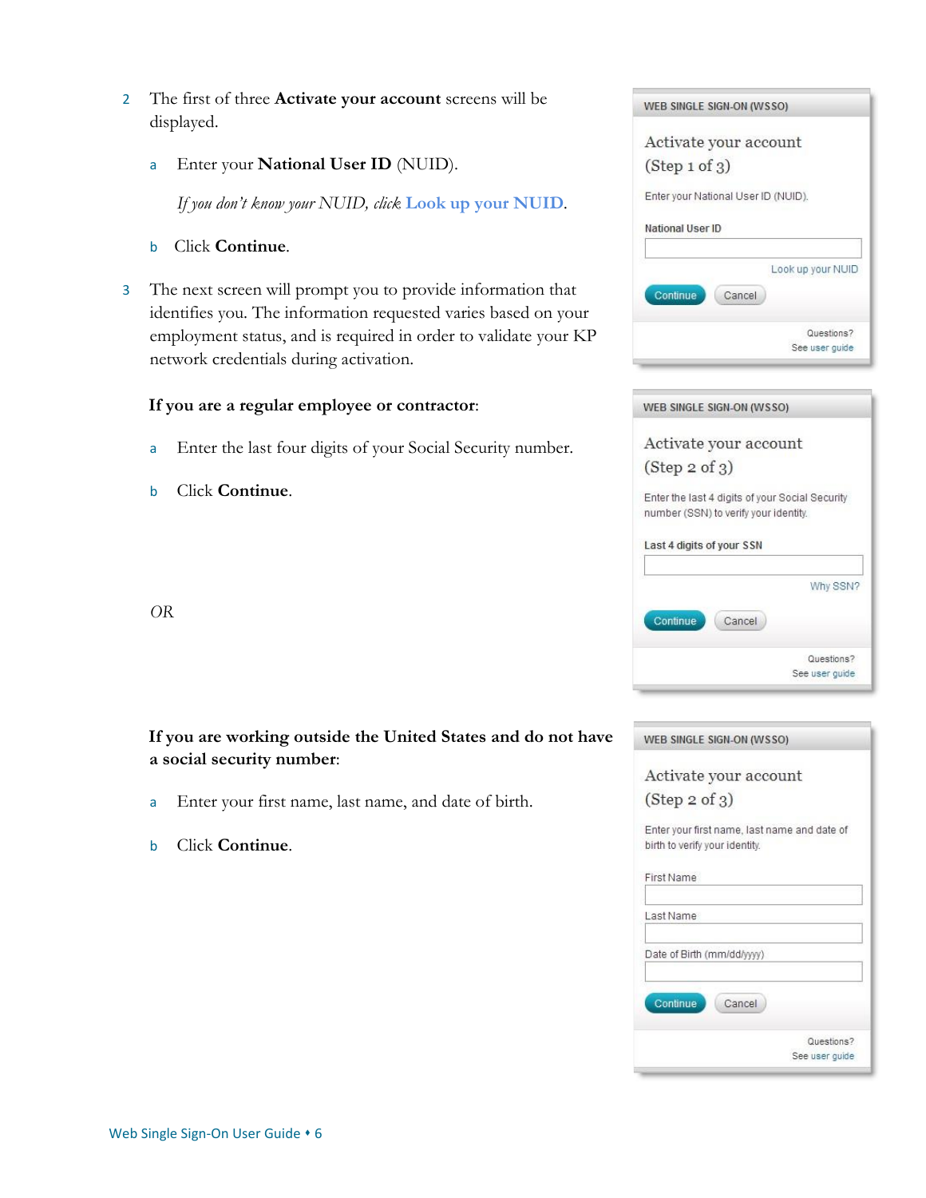2. The first of three **Activate your account** screens will be displayed.

   a. Enter your **National User ID** (NUID).

      *If you don't know your NUID, click* **Look up your NUID**.

   b. Click **Continue**.

WEB SINGLE SIGN-ON (WSSO)

Activate your account (Step 1 of 3)

Enter your National User ID (NUID).

National User ID

Look up your NUID

Continue Cancel

Questions? See user guide

3. The next screen will prompt you to provide information that identifies you. The information requested varies based on your employment status, and is required in order to validate your KP network credentials during activation.

**If you are a regular employee or contractor**:

a. Enter the last four digits of your Social Security number.

b. Click **Continue**.

WEB SINGLE SIGN-ON (WSSO)

Activate your account (Step 2 of 3)

Enter the last 4 digits of your Social Security number (SSN) to verify your identity.

Last 4 digits of your SSN

Why SSN?

Continue Cancel

Questions? See user guide

*OR*

**If you are working outside the United States and do not have a social security number**:

a. Enter your first name, last name, and date of birth.

b. Click **Continue**.

WEB SINGLE SIGN-ON (WSSO)

Activate your account (Step 2 of 3)

Enter your first name, last name and date of birth to verify your identity.

First Name

Last Name

Date of Birth (mm/dd/yyyy)

Continue Cancel

Questions? See user guide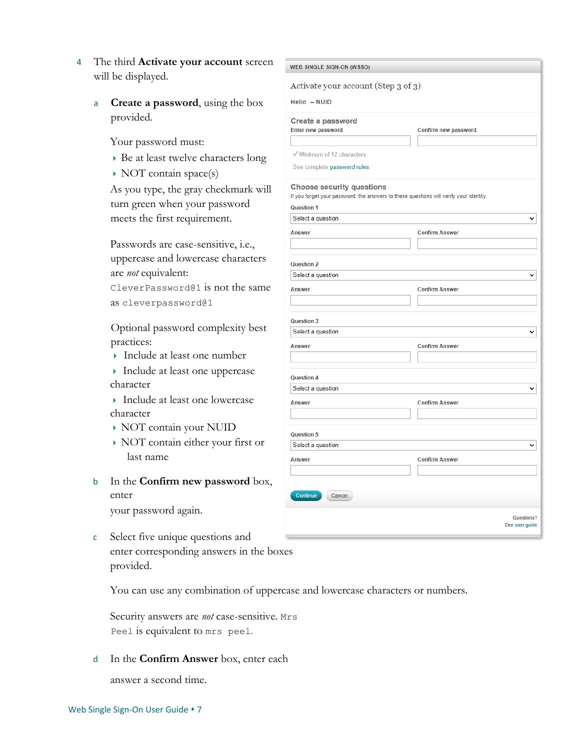4. The third **Activate your account** screen will be displayed.

   a. **Create a password**, using the box provided.

      Your password must:

      - Be at least twelve characters long
      - NOT contain space(s)

      As you type, the gray checkmark will turn green when your password meets the first requirement.

      Passwords are case-sensitive, i.e., uppercase and lowercase characters are *not* equivalent: `CleverPassword@1` is not the same as `cleverpassword@1`

      Optional password complexity best practices:

      - Include at least one number
      - Include at least one uppercase character
      - Include at least one lowercase character
      - NOT contain your NUID
      - NOT contain either your first or last name

   b. In the **Confirm new password** box, enter your password again.

   c. Select five unique questions and enter corresponding answers in the boxes provided.

      You can use any combination of uppercase and lowercase characters or numbers.

      Security answers are *not* case-sensitive. `Mrs Peel` is equivalent to `mrs peel`.

   d. In the **Confirm Answer** box, enter each answer a second time.

WEB SINGLE SIGN-ON (WSSO)

Activate your account (Step 3 of 3)

Hello – NUID

**Create a password**

Enter new password | Confirm new password

✓ Minimum of 12 characters

See complete password rules

**Choose security questions**

If you forget your password, the answers to these questions will verify your identity.

Question 1: Select a question
Answer | Confirm Answer

Question 2: Select a question
Answer | Confirm Answer

Question 3: Select a question
Answer | Confirm Answer

Question 4: Select a question
Answer | Confirm Answer

Question 5: Select a question
Answer | Confirm Answer

Continue | Cancel

Questions?
See user guide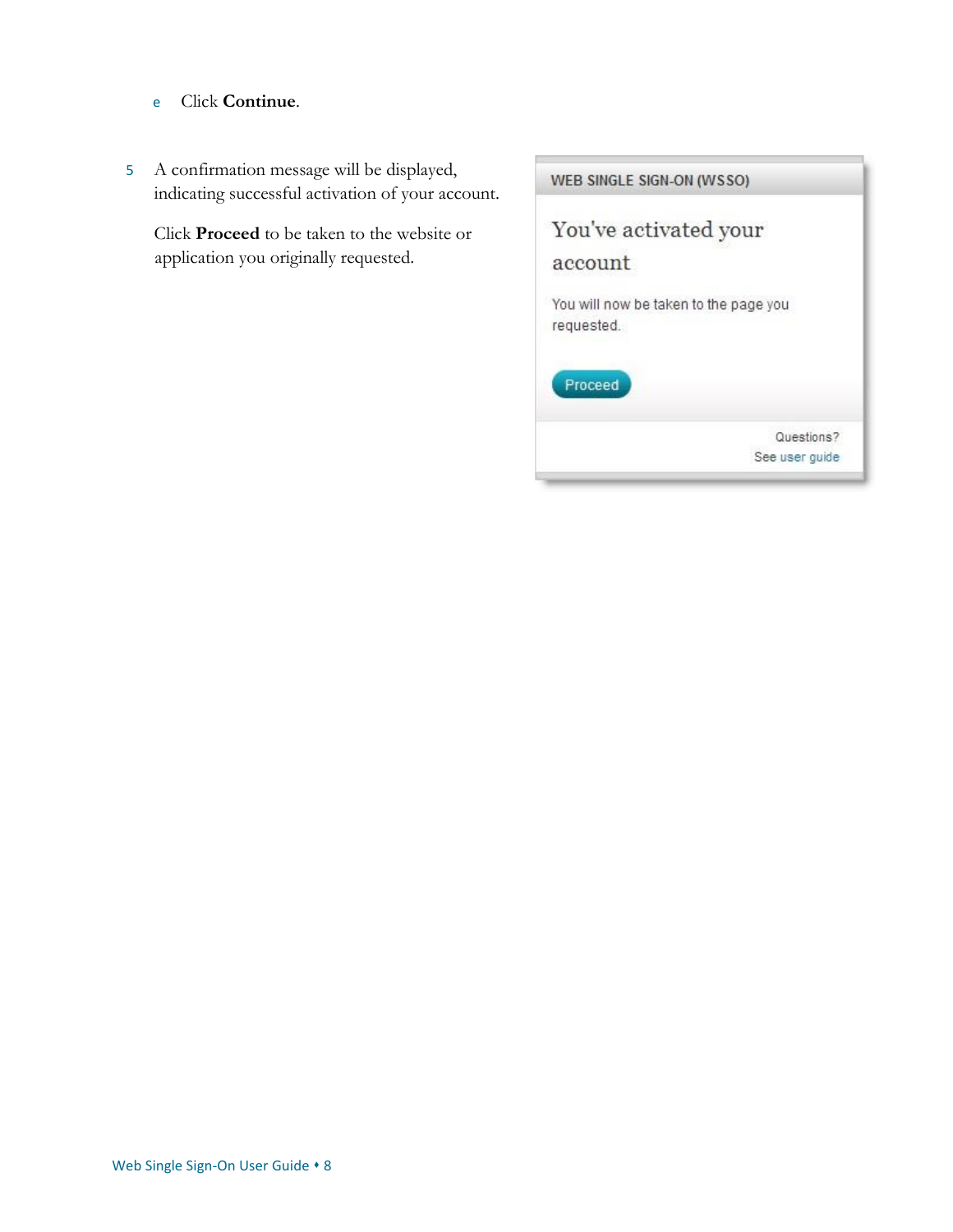e. Click **Continue**.

5. A confirmation message will be displayed, indicating successful activation of your account.

   Click **Proceed** to be taken to the website or application you originally requested.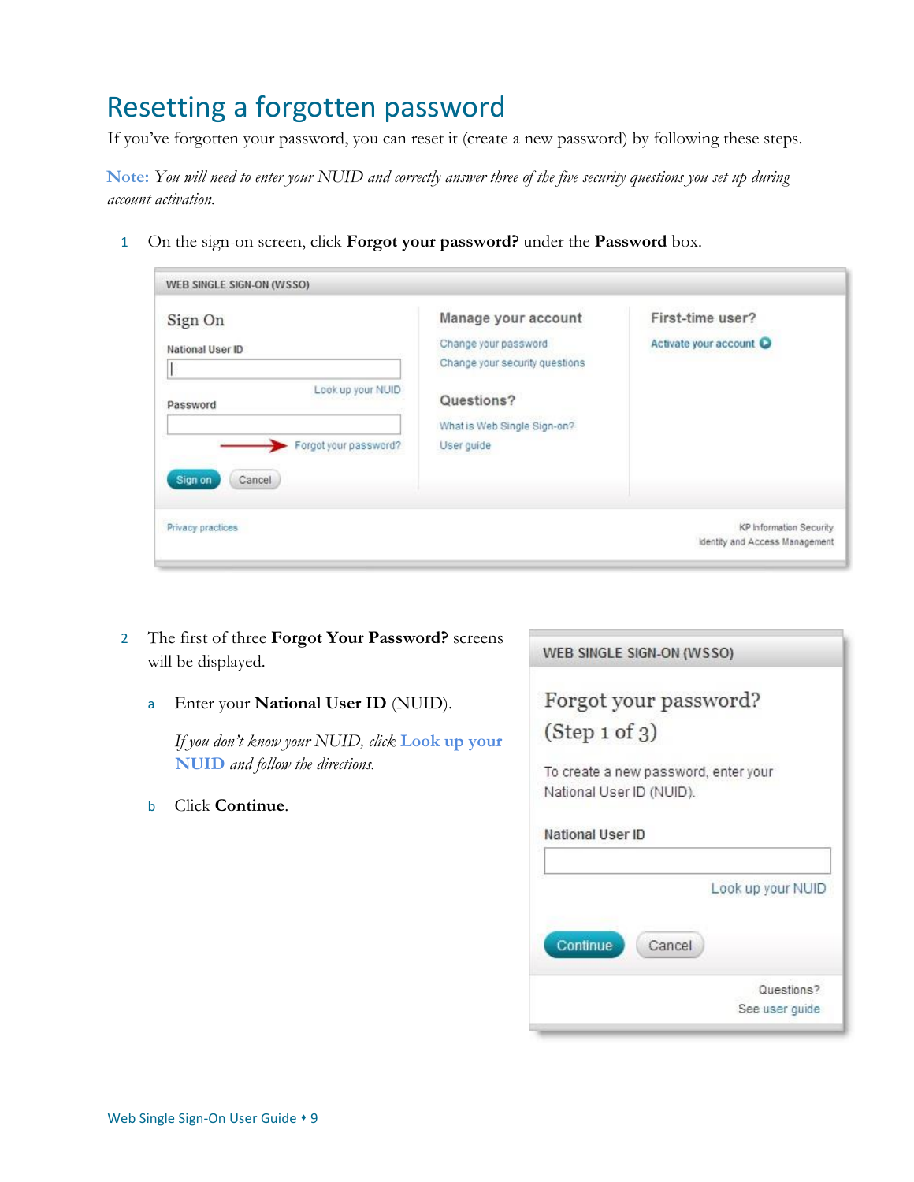# Resetting a forgotten password

If you've forgotten your password, you can reset it (create a new password) by following these steps.

**Note:** *You will need to enter your NUID and correctly answer three of the five security questions you set up during account activation.*

1. On the sign-on screen, click **Forgot your password?** under the **Password** box.

2. The first of three **Forgot Your Password?** screens will be displayed.

   a. Enter your **National User ID** (NUID).

      *If you don't know your NUID, click* **Look up your NUID** *and follow the directions.*

   b. Click **Continue**.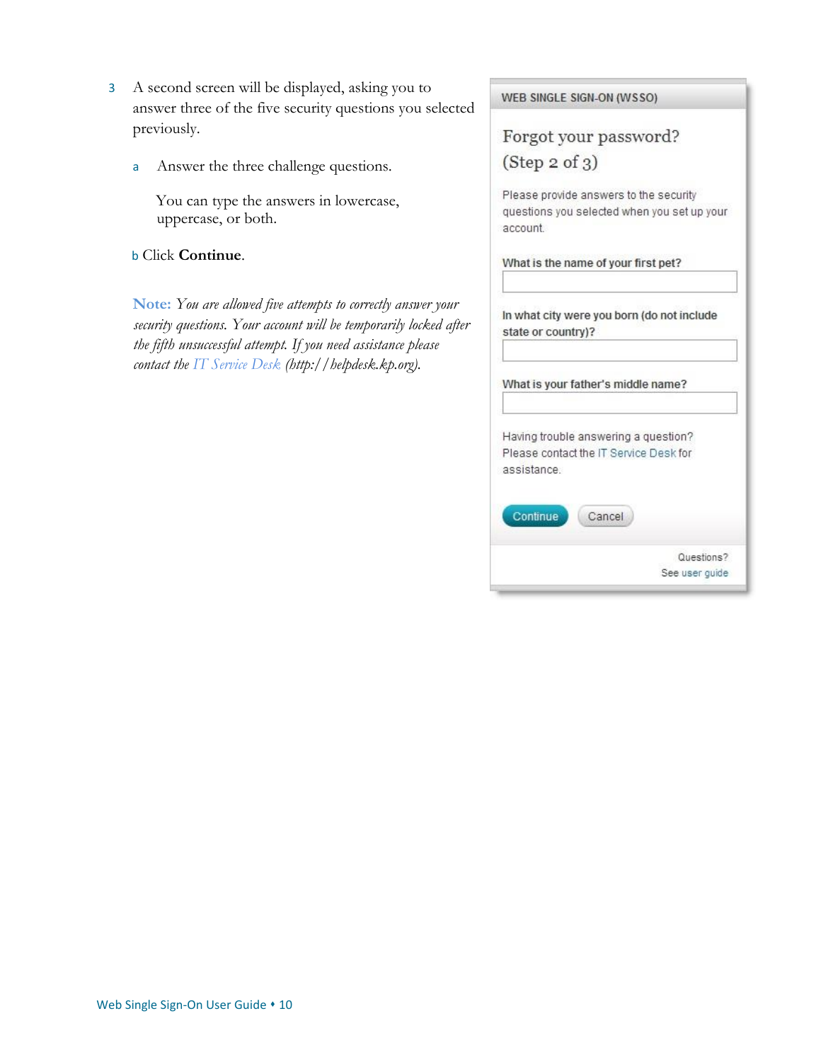3. A second screen will be displayed, asking you to answer three of the five security questions you selected previously.

   a. Answer the three challenge questions.

      You can type the answers in lowercase, uppercase, or both.

   b. Click **Continue**.

   **Note:** *You are allowed five attempts to correctly answer your security questions. Your account will be temporarily locked after the fifth unsuccessful attempt. If you need assistance please contact the IT Service Desk (http://helpdesk.kp.org).*

WEB SINGLE SIGN-ON (WSSO)

Forgot your password?
(Step 2 of 3)

Please provide answers to the security questions you selected when you set up your account.

What is the name of your first pet?

In what city were you born (do not include state or country)?

What is your father's middle name?

Having trouble answering a question? Please contact the IT Service Desk for assistance.

Continue   Cancel

Questions?
See user guide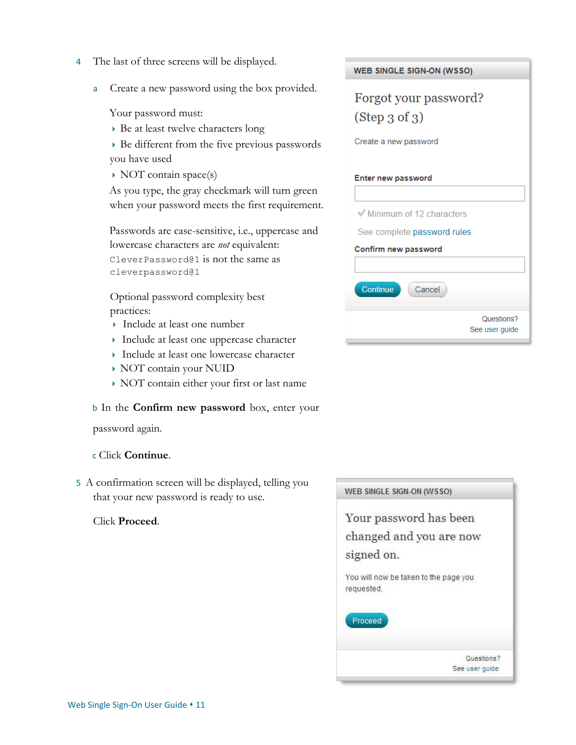4. The last of three screens will be displayed.

   a. Create a new password using the box provided.

      Your password must:

      - Be at least twelve characters long
      - Be different from the five previous passwords you have used
      - NOT contain space(s)

      As you type, the gray checkmark will turn green when your password meets the first requirement.

      Passwords are case-sensitive, i.e., uppercase and lowercase characters are *not* equivalent: `CleverPassword@1` is not the same as `cleverpassword@1`

      Optional password complexity best practices:

      - Include at least one number
      - Include at least one uppercase character
      - Include at least one lowercase character
      - NOT contain your NUID
      - NOT contain either your first or last name

   b. In the **Confirm new password** box, enter your password again.

   c. Click **Continue**.

WEB SINGLE SIGN-ON (WSSO)

Forgot your password? (Step 3 of 3)

Create a new password

**Enter new password**

✓ Minimum of 12 characters

See complete password rules

**Confirm new password**

Continue | Cancel

Questions? See user guide

5. A confirmation screen will be displayed, telling you that your new password is ready to use.

   Click **Proceed**.

WEB SINGLE SIGN-ON (WSSO)

Your password has been changed and you are now signed on.

You will now be taken to the page you requested.

Proceed

Questions? See user guide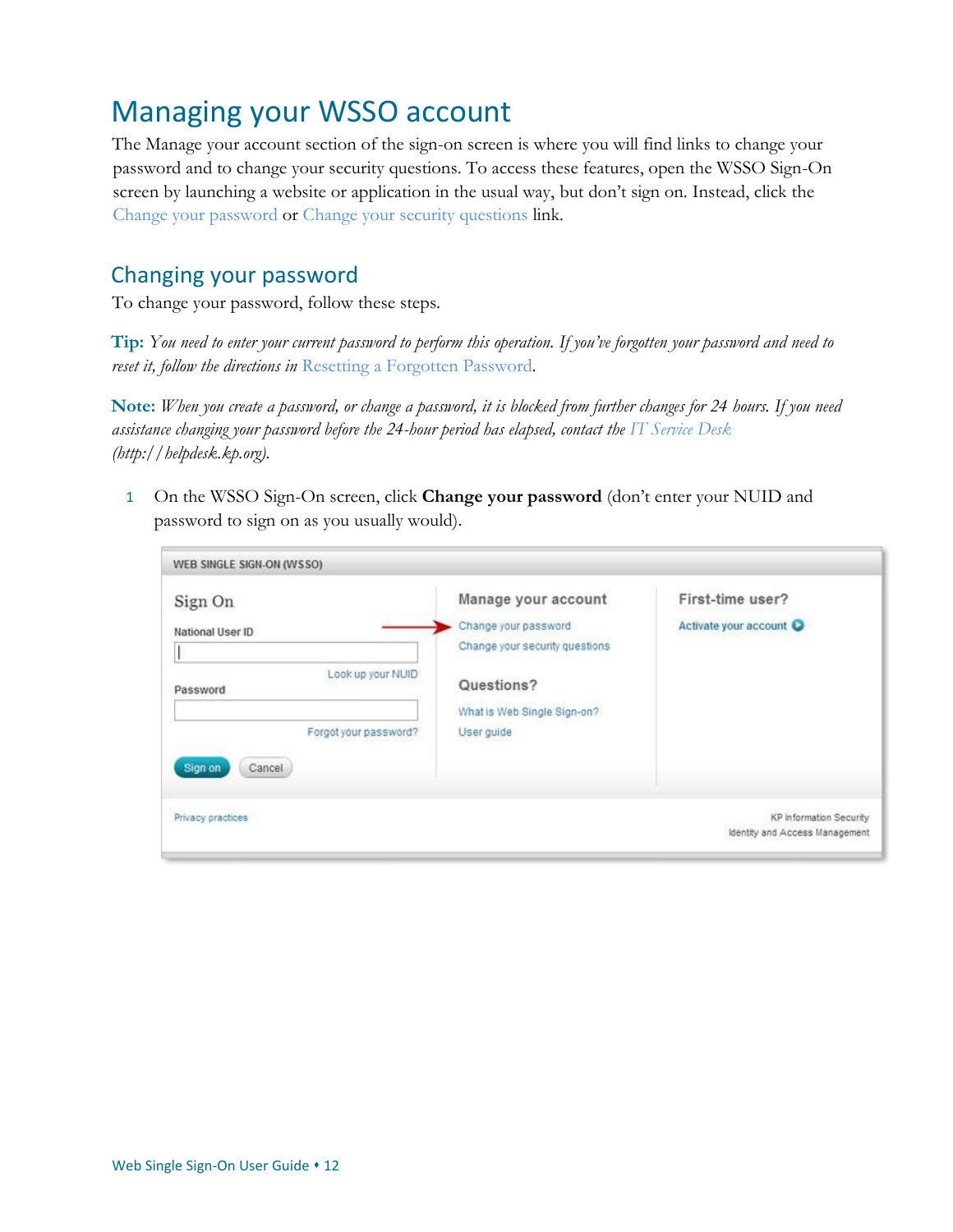# Managing your WSSO account

The Manage your account section of the sign-on screen is where you will find links to change your password and to change your security questions. To access these features, open the WSSO Sign-On screen by launching a website or application in the usual way, but don't sign on. Instead, click the Change your password or Change your security questions link.

## Changing your password

To change your password, follow these steps.

**Tip:** *You need to enter your current password to perform this operation. If you've forgotten your password and need to reset it, follow the directions in* Resetting a Forgotten Password.

**Note:** *When you create a password, or change a password, it is blocked from further changes for 24 hours. If you need assistance changing your password before the 24-hour period has elapsed, contact the* IT Service Desk *(http://helpdesk.kp.org).*

1. On the WSSO Sign-On screen, click **Change your password** (don't enter your NUID and password to sign on as you usually would).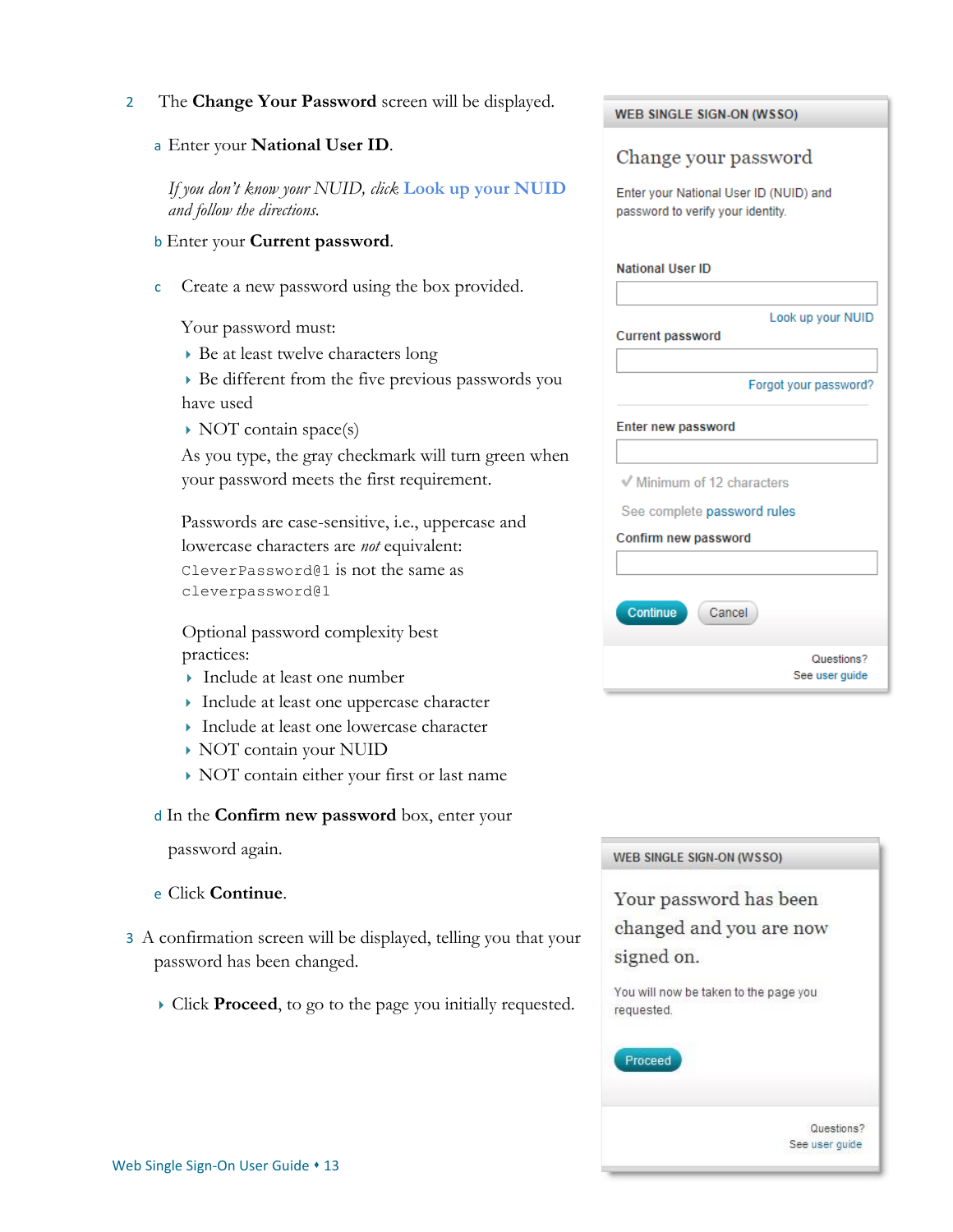2 The **Change Your Password** screen will be displayed.

a Enter your **National User ID**.

*If you don't know your NUID, click* **Look up your NUID** *and follow the directions.*

b Enter your **Current password**.

c Create a new password using the box provided.

Your password must:

- Be at least twelve characters long
- Be different from the five previous passwords you have used
- NOT contain space(s)

As you type, the gray checkmark will turn green when your password meets the first requirement.

Passwords are case-sensitive, i.e., uppercase and lowercase characters are *not* equivalent: `CleverPassword@1` is not the same as `cleverpassword@1`

Optional password complexity best practices:

- Include at least one number
- Include at least one uppercase character
- Include at least one lowercase character
- NOT contain your NUID
- NOT contain either your first or last name

d In the **Confirm new password** box, enter your password again.

e Click **Continue**.

3 A confirmation screen will be displayed, telling you that your password has been changed.

- Click **Proceed**, to go to the page you initially requested.

WEB SINGLE SIGN-ON (WSSO)

Change your password

Enter your National User ID (NUID) and password to verify your identity.

National User ID

Look up your NUID

Current password

Forgot your password?

Enter new password

✓ Minimum of 12 characters

See complete password rules

Confirm new password

Continue Cancel

Questions?
See user guide

WEB SINGLE SIGN-ON (WSSO)

Your password has been changed and you are now signed on.

You will now be taken to the page you requested.

Proceed

Questions?
See user guide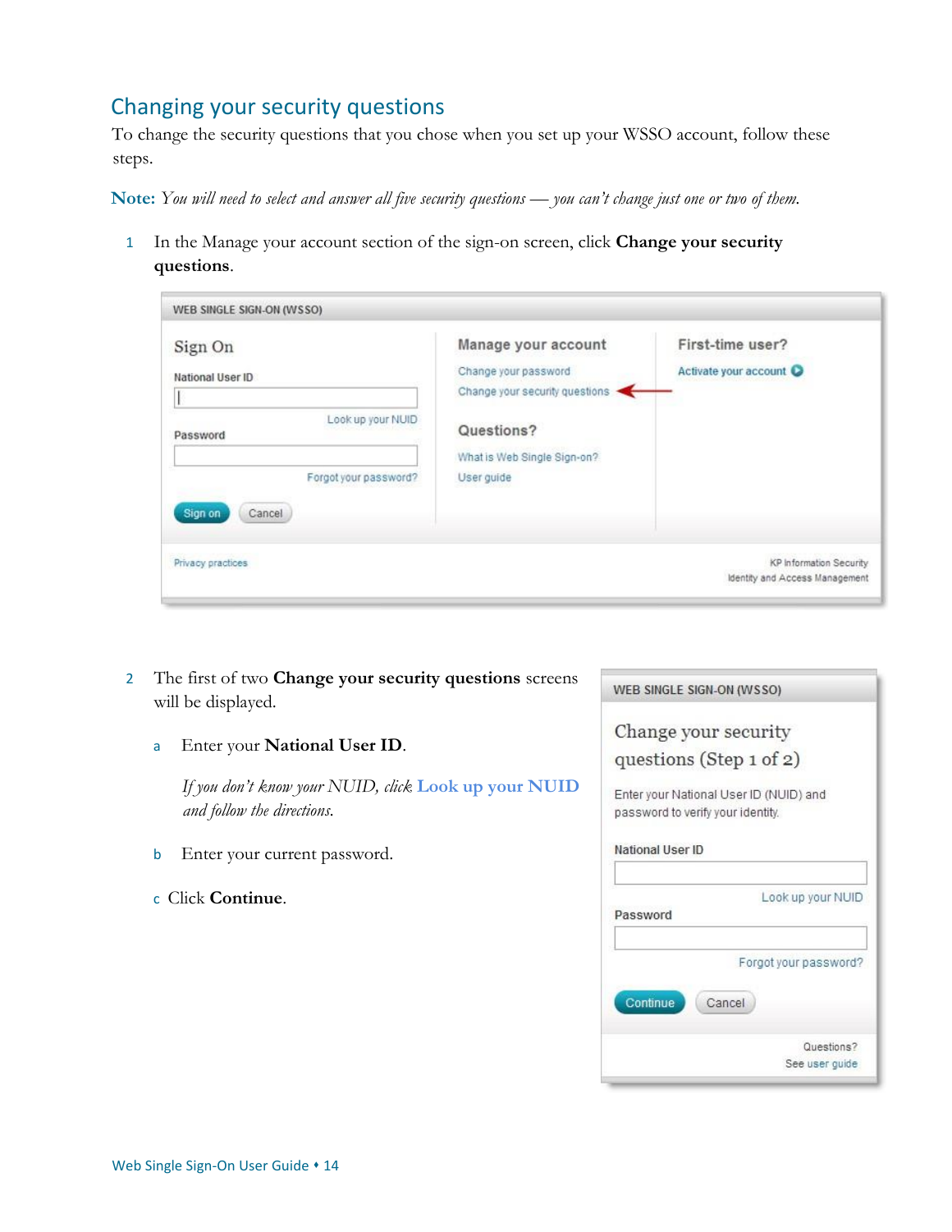## Changing your security questions

To change the security questions that you chose when you set up your WSSO account, follow these steps.

**Note:** *You will need to select and answer all five security questions — you can't change just one or two of them.*

1. In the Manage your account section of the sign-on screen, click **Change your security questions**.

2. The first of two **Change your security questions** screens will be displayed.

   a. Enter your **National User ID**.

      *If you don't know your NUID, click* **Look up your NUID** *and follow the directions.*

   b. Enter your current password.

   c. Click **Continue**.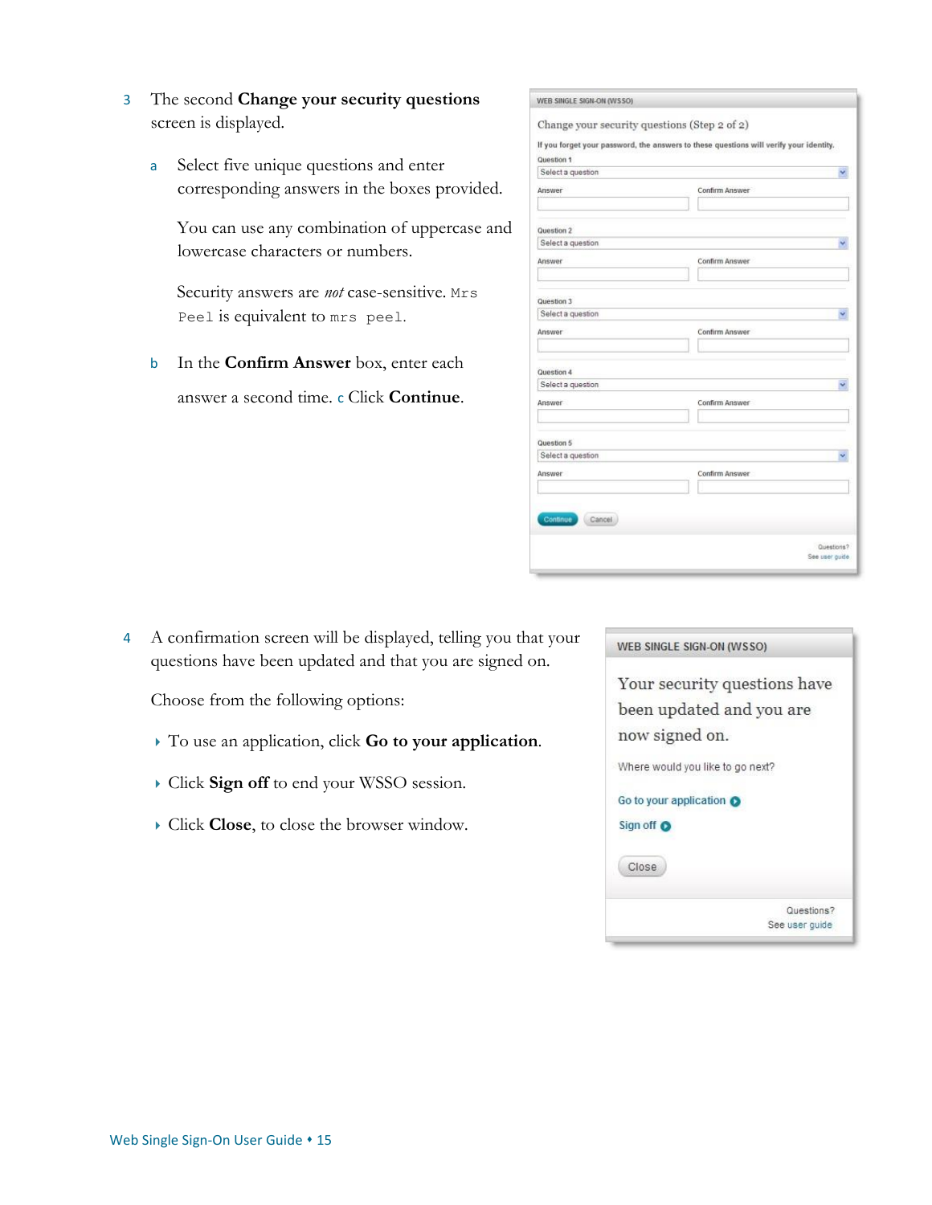3. The second **Change your security questions** screen is displayed.

   a. Select five unique questions and enter corresponding answers in the boxes provided.

      You can use any combination of uppercase and lowercase characters or numbers.

      Security answers are *not* case-sensitive. `Mrs Peel` is equivalent to `mrs peel`.

   b. In the **Confirm Answer** box, enter each answer a second time.

   c. Click **Continue**.

4. A confirmation screen will be displayed, telling you that your questions have been updated and that you are signed on.

   Choose from the following options:

   - To use an application, click **Go to your application**.
   - Click **Sign off** to end your WSSO session.
   - Click **Close**, to close the browser window.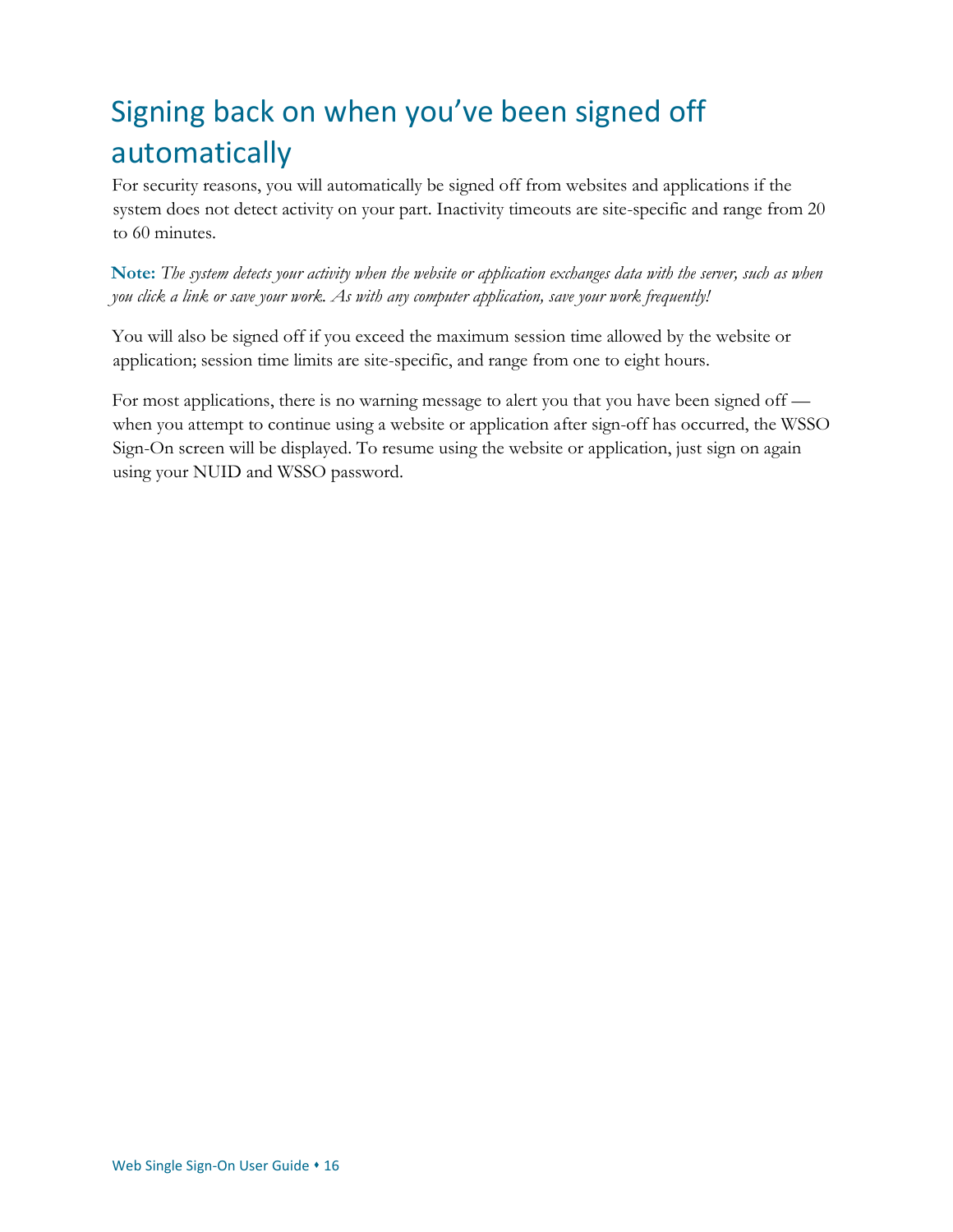# Signing back on when you've been signed off automatically

For security reasons, you will automatically be signed off from websites and applications if the system does not detect activity on your part. Inactivity timeouts are site-specific and range from 20 to 60 minutes.

**Note:** *The system detects your activity when the website or application exchanges data with the server, such as when you click a link or save your work. As with any computer application, save your work frequently!*

You will also be signed off if you exceed the maximum session time allowed by the website or application; session time limits are site-specific, and range from one to eight hours.

For most applications, there is no warning message to alert you that you have been signed off — when you attempt to continue using a website or application after sign-off has occurred, the WSSO Sign-On screen will be displayed. To resume using the website or application, just sign on again using your NUID and WSSO password.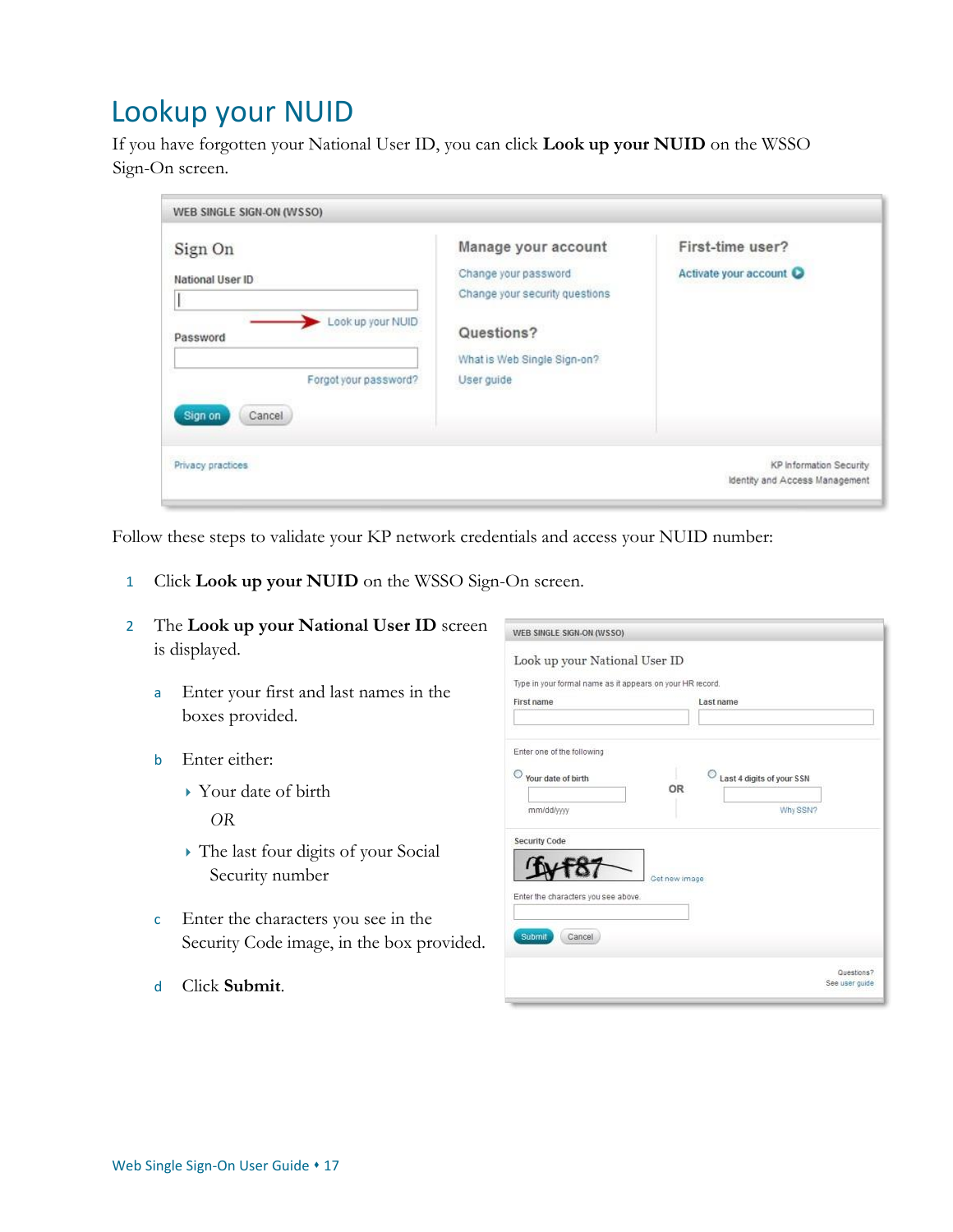# Lookup your NUID

If you have forgotten your National User ID, you can click **Look up your NUID** on the WSSO Sign-On screen.

Follow these steps to validate your KP network credentials and access your NUID number:

1. Click **Look up your NUID** on the WSSO Sign-On screen.
2. The **Look up your National User ID** screen is displayed.
   a. Enter your first and last names in the boxes provided.
   b. Enter either:
      - Your date of birth

        *OR*
      - The last four digits of your Social Security number
   c. Enter the characters you see in the Security Code image, in the box provided.
   d. Click **Submit**.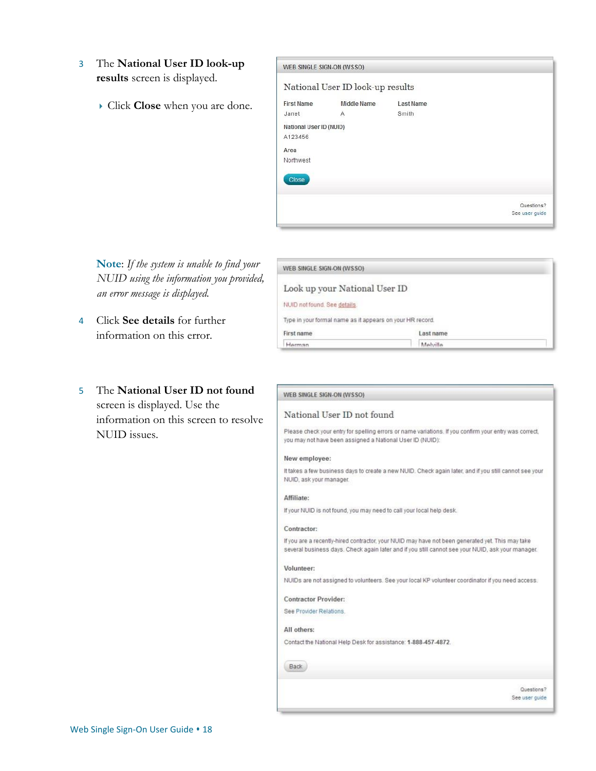3 The **National User ID look-up results** screen is displayed.

- Click **Close** when you are done.

WEB SINGLE SIGN-ON (WSSO)

National User ID look-up results

| First Name | Middle Name | Last Name |
|---|---|---|
| Janet | A | Smith |

National User ID (NUID)
A123456

Area
Northwest

Close

Questions?
See user guide

**Note**: *If the system is unable to find your NUID using the information you provided, an error message is displayed.*

4 Click **See details** for further information on this error.

WEB SINGLE SIGN-ON (WSSO)

Look up your National User ID

NUID not found. See details

Type in your formal name as it appears on your HR record.

| First name | Last name |
|---|---|
| Herman | Melville |

5 The **National User ID not found** screen is displayed. Use the information on this screen to resolve NUID issues.

WEB SINGLE SIGN-ON (WSSO)

National User ID not found

Please check your entry for spelling errors or name variations. If you confirm your entry was correct, you may not have been assigned a National User ID (NUID):

**New employee:**

It takes a few business days to create a new NUID. Check again later, and if you still cannot see your NUID, ask your manager.

**Affiliate:**

If your NUID is not found, you may need to call your local help desk.

**Contractor:**

If you are a recently-hired contractor, your NUID may have not been generated yet. This may take several business days. Check again later and if you still cannot see your NUID, ask your manager.

**Volunteer:**

NUIDs are not assigned to volunteers. See your local KP volunteer coordinator if you need access.

**Contractor Provider:**

See Provider Relations.

**All others:**

Contact the National Help Desk for assistance: **1-888-457-4872**.

Back

Questions?
See user guide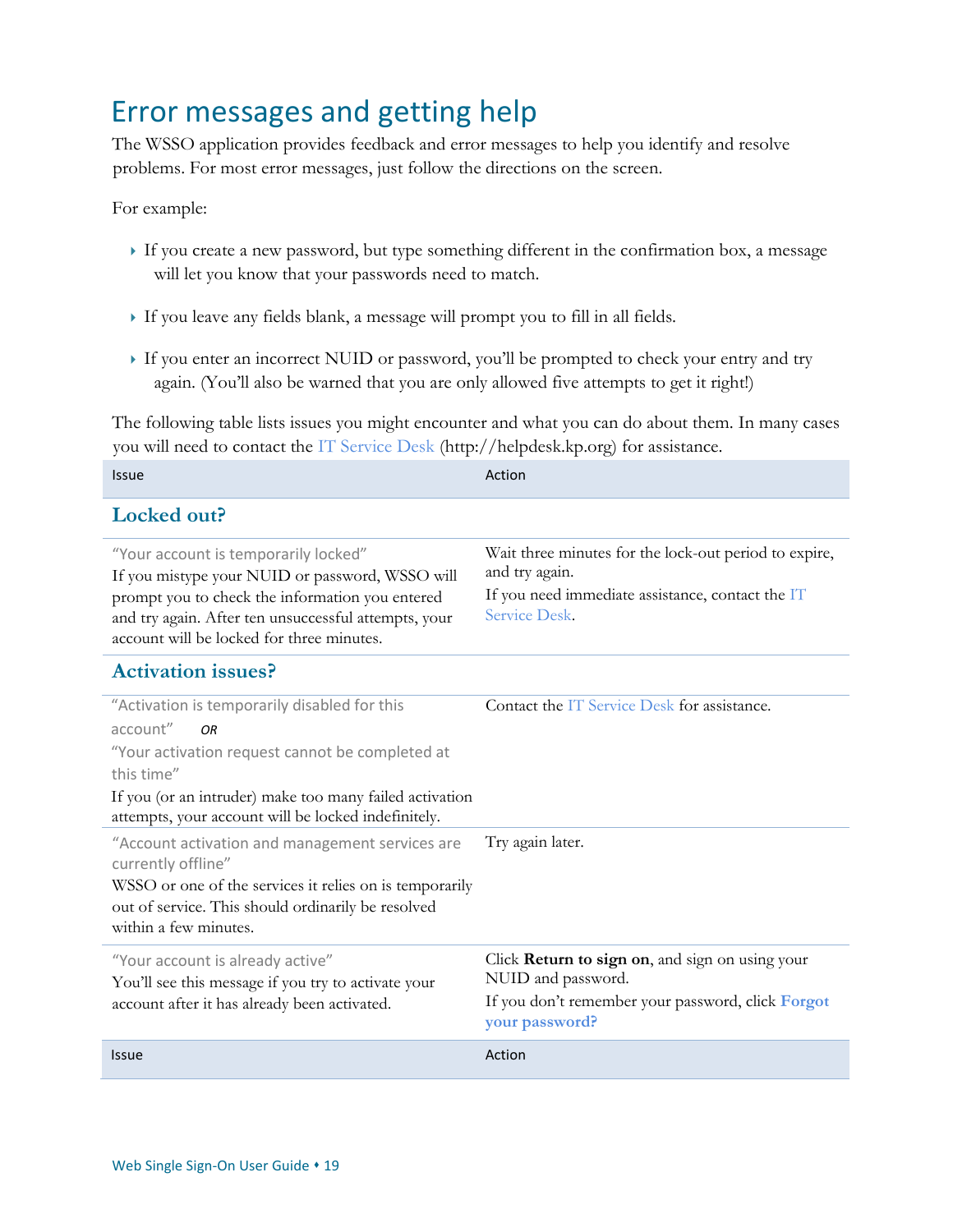# Error messages and getting help

The WSSO application provides feedback and error messages to help you identify and resolve problems. For most error messages, just follow the directions on the screen.

For example:

- If you create a new password, but type something different in the confirmation box, a message will let you know that your passwords need to match.
- If you leave any fields blank, a message will prompt you to fill in all fields.
- If you enter an incorrect NUID or password, you'll be prompted to check your entry and try again. (You'll also be warned that you are only allowed five attempts to get it right!)

The following table lists issues you might encounter and what you can do about them. In many cases you will need to contact the IT Service Desk (http://helpdesk.kp.org) for assistance.

| Issue | Action |
|---|---|
| **Locked out?** | |
| "Your account is temporarily locked"<br>If you mistype your NUID or password, WSSO will prompt you to check the information you entered and try again. After ten unsuccessful attempts, your account will be locked for three minutes. | Wait three minutes for the lock-out period to expire, and try again.<br>If you need immediate assistance, contact the IT Service Desk. |
| **Activation issues?** | |
| "Activation is temporarily disabled for this account" *OR*<br>"Your activation request cannot be completed at this time"<br>If you (or an intruder) make too many failed activation attempts, your account will be locked indefinitely. | Contact the IT Service Desk for assistance. |
| "Account activation and management services are currently offline"<br>WSSO or one of the services it relies on is temporarily out of service. This should ordinarily be resolved within a few minutes. | Try again later. |
| "Your account is already active"<br>You'll see this message if you try to activate your account after it has already been activated. | Click **Return to sign on**, and sign on using your NUID and password.<br>If you don't remember your password, click **Forgot your password?** |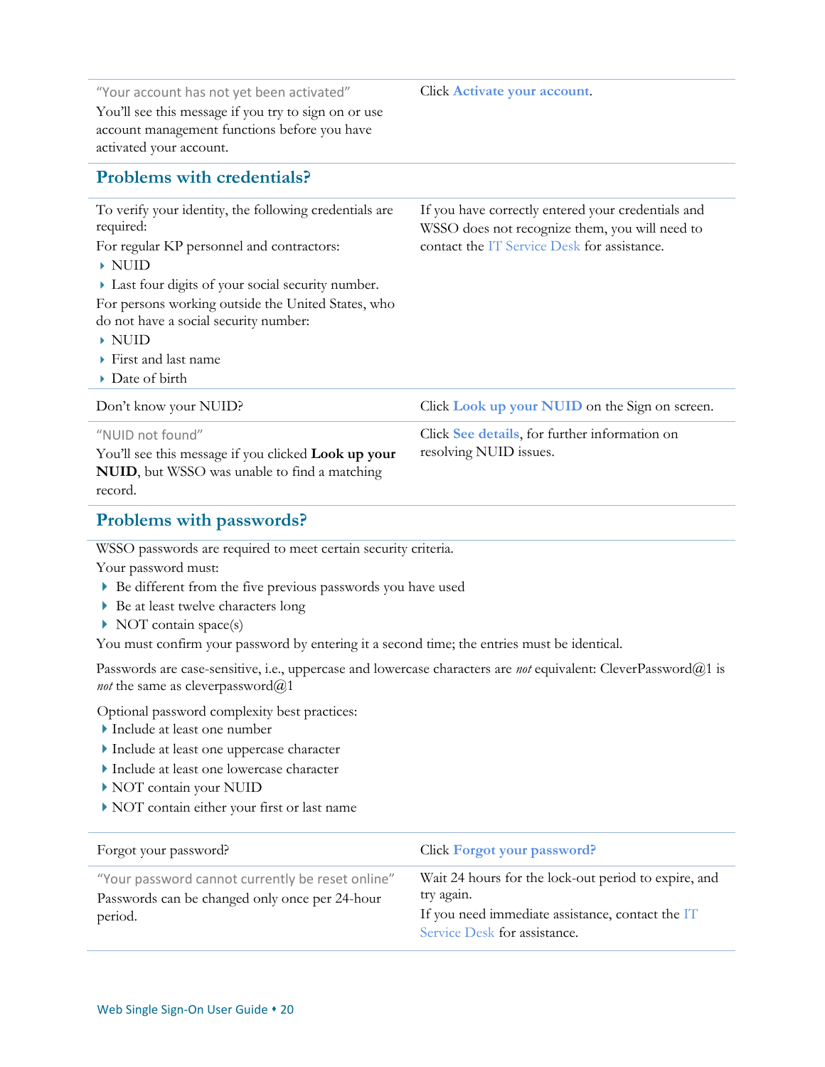| | |
|---|---|
| "Your account has not yet been activated"<br>You'll see this message if you try to sign on or use account management functions before you have activated your account. | Click **Activate your account**. |

## Problems with credentials?

| | |
|---|---|
| To verify your identity, the following credentials are required:<br>For regular KP personnel and contractors:<br>• NUID<br>• Last four digits of your social security number.<br>For persons working outside the United States, who do not have a social security number:<br>• NUID<br>• First and last name<br>• Date of birth | If you have correctly entered your credentials and WSSO does not recognize them, you will need to contact the IT Service Desk for assistance. |
| Don't know your NUID? | Click **Look up your NUID** on the Sign on screen. |
| "NUID not found"<br>You'll see this message if you clicked **Look up your NUID**, but WSSO was unable to find a matching record. | Click **See details**, for further information on resolving NUID issues. |

## Problems with passwords?

WSSO passwords are required to meet certain security criteria.

Your password must:

- Be different from the five previous passwords you have used
- Be at least twelve characters long
- NOT contain space(s)

You must confirm your password by entering it a second time; the entries must be identical.

Passwords are case-sensitive, i.e., uppercase and lowercase characters are *not* equivalent: CleverPassword@1 is *not* the same as cleverpassword@1

Optional password complexity best practices:

- Include at least one number
- Include at least one uppercase character
- Include at least one lowercase character
- NOT contain your NUID
- NOT contain either your first or last name

| | |
|---|---|
| Forgot your password? | Click **Forgot your password?** |
| "Your password cannot currently be reset online"<br>Passwords can be changed only once per 24-hour period. | Wait 24 hours for the lock-out period to expire, and try again.<br>If you need immediate assistance, contact the IT Service Desk for assistance. |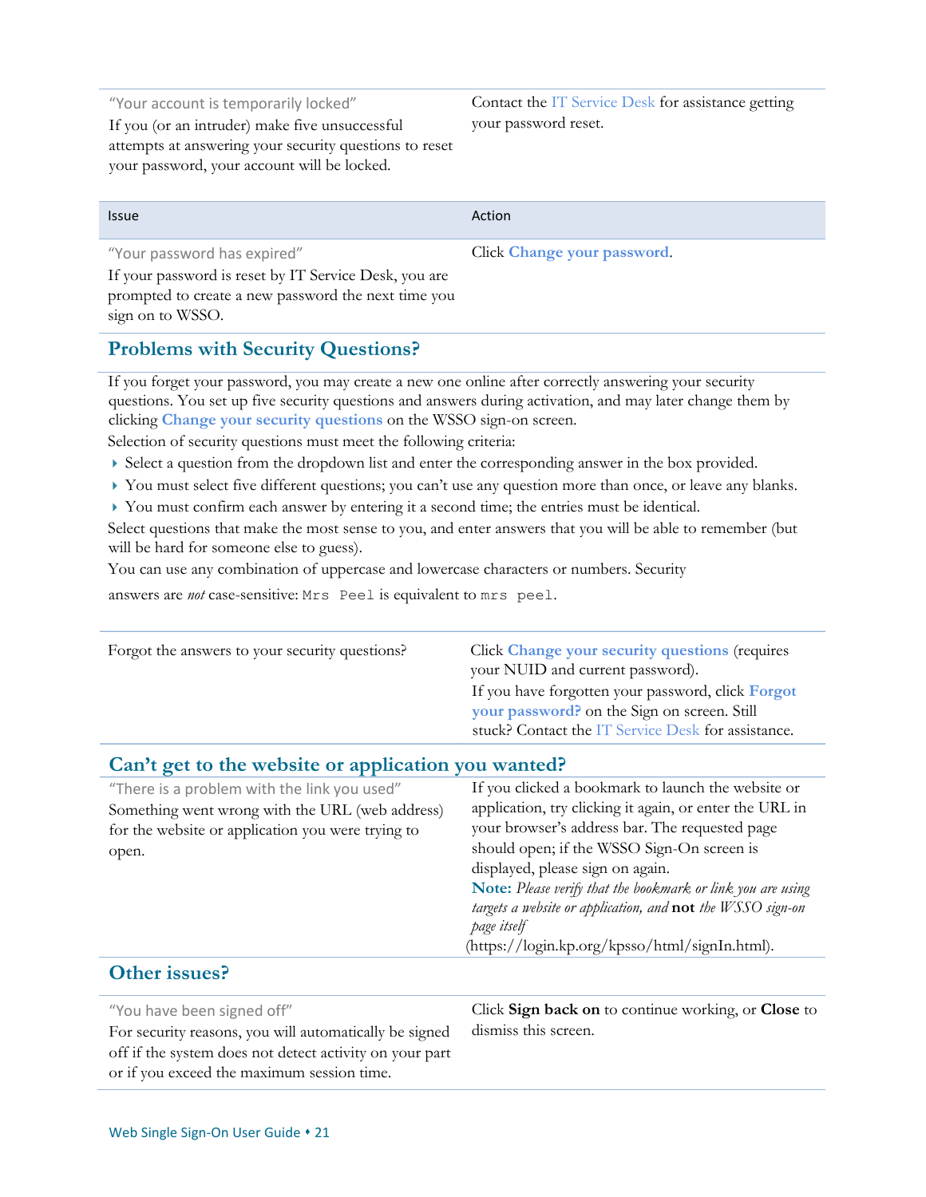| | |
|---|---|
| "Your account is temporarily locked"<br>If you (or an intruder) make five unsuccessful attempts at answering your security questions to reset your password, your account will be locked. | Contact the IT Service Desk for assistance getting your password reset. |

| Issue | Action |
|---|---|
| "Your password has expired"<br>If your password is reset by IT Service Desk, you are prompted to create a new password the next time you sign on to WSSO. | Click **Change your password**. |

## Problems with Security Questions?

If you forget your password, you may create a new one online after correctly answering your security questions. You set up five security questions and answers during activation, and may later change them by clicking **Change your security questions** on the WSSO sign-on screen.

Selection of security questions must meet the following criteria:

- Select a question from the dropdown list and enter the corresponding answer in the box provided.
- You must select five different questions; you can't use any question more than once, or leave any blanks.
- You must confirm each answer by entering it a second time; the entries must be identical.

Select questions that make the most sense to you, and enter answers that you will be able to remember (but will be hard for someone else to guess).

You can use any combination of uppercase and lowercase characters or numbers. Security answers are *not* case-sensitive: `Mrs Peel` is equivalent to `mrs peel`.

| | |
|---|---|
| Forgot the answers to your security questions? | Click **Change your security questions** (requires your NUID and current password).<br>If you have forgotten your password, click **Forgot your password?** on the Sign on screen. Still stuck? Contact the IT Service Desk for assistance. |

## Can't get to the website or application you wanted?

| | |
|---|---|
| "There is a problem with the link you used"<br>Something went wrong with the URL (web address) for the website or application you were trying to open. | If you clicked a bookmark to launch the website or application, try clicking it again, or enter the URL in your browser's address bar. The requested page should open; if the WSSO Sign-On screen is displayed, please sign on again.<br>**Note:** *Please verify that the bookmark or link you are using targets a website or application, and* **not** *the WSSO sign-on page itself* (https://login.kp.org/kpsso/html/signIn.html). |

## Other issues?

| | |
|---|---|
| "You have been signed off"<br>For security reasons, you will automatically be signed off if the system does not detect activity on your part or if you exceed the maximum session time. | Click **Sign back on** to continue working, or **Close** to dismiss this screen. |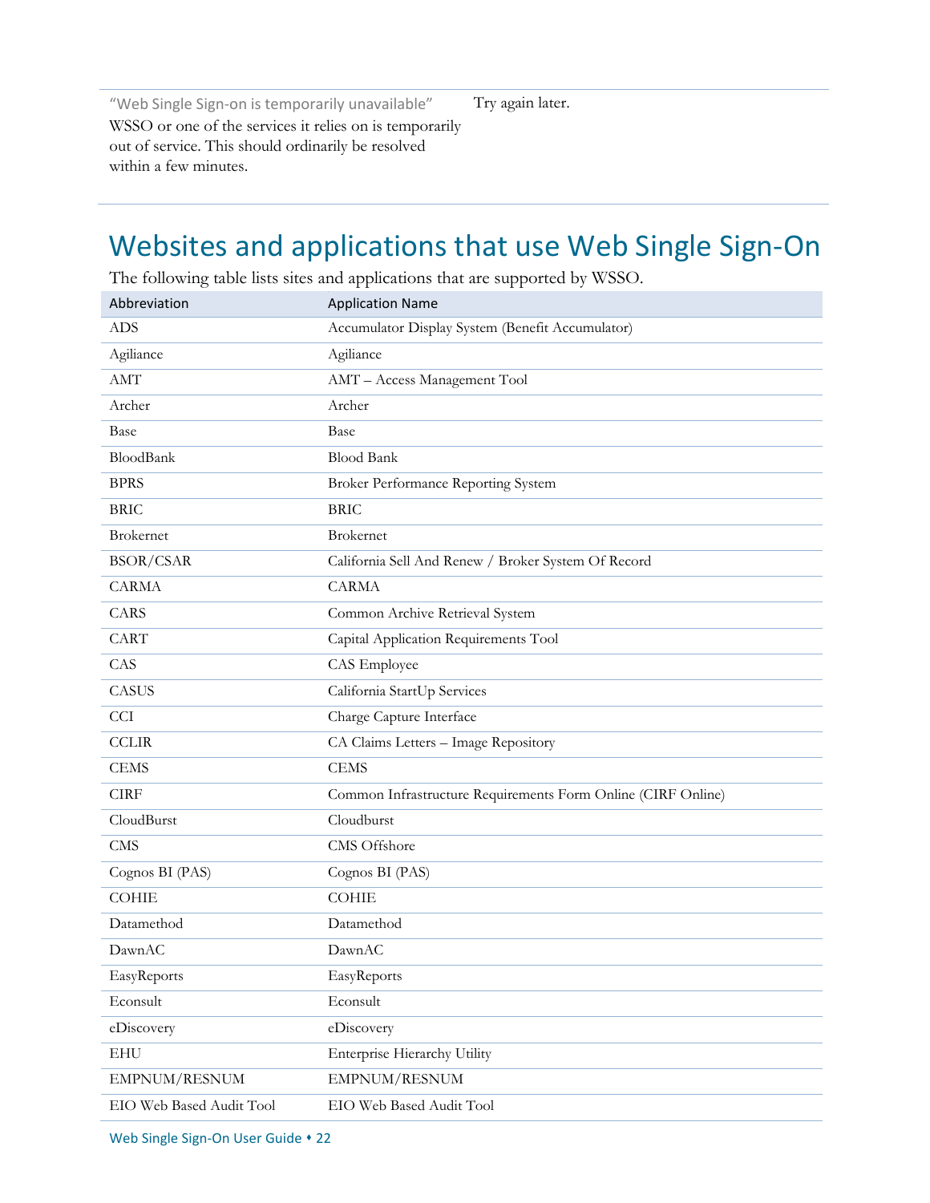| | |
|---|---|
| "Web Single Sign-on is temporarily unavailable" WSSO or one of the services it relies on is temporarily out of service. This should ordinarily be resolved within a few minutes. | Try again later. |

# Websites and applications that use Web Single Sign-On

The following table lists sites and applications that are supported by WSSO.

| Abbreviation | Application Name |
|---|---|
| ADS | Accumulator Display System (Benefit Accumulator) |
| Agiliance | Agiliance |
| AMT | AMT – Access Management Tool |
| Archer | Archer |
| Base | Base |
| BloodBank | Blood Bank |
| BPRS | Broker Performance Reporting System |
| BRIC | BRIC |
| Brokernet | Brokernet |
| BSOR/CSAR | California Sell And Renew / Broker System Of Record |
| CARMA | CARMA |
| CARS | Common Archive Retrieval System |
| CART | Capital Application Requirements Tool |
| CAS | CAS Employee |
| CASUS | California StartUp Services |
| CCI | Charge Capture Interface |
| CCLIR | CA Claims Letters – Image Repository |
| CEMS | CEMS |
| CIRF | Common Infrastructure Requirements Form Online (CIRF Online) |
| CloudBurst | Cloudburst |
| CMS | CMS Offshore |
| Cognos BI (PAS) | Cognos BI (PAS) |
| COHIE | COHIE |
| Datamethod | Datamethod |
| DawnAC | DawnAC |
| EasyReports | EasyReports |
| Econsult | Econsult |
| eDiscovery | eDiscovery |
| EHU | Enterprise Hierarchy Utility |
| EMPNUM/RESNUM | EMPNUM/RESNUM |
| EIO Web Based Audit Tool | EIO Web Based Audit Tool |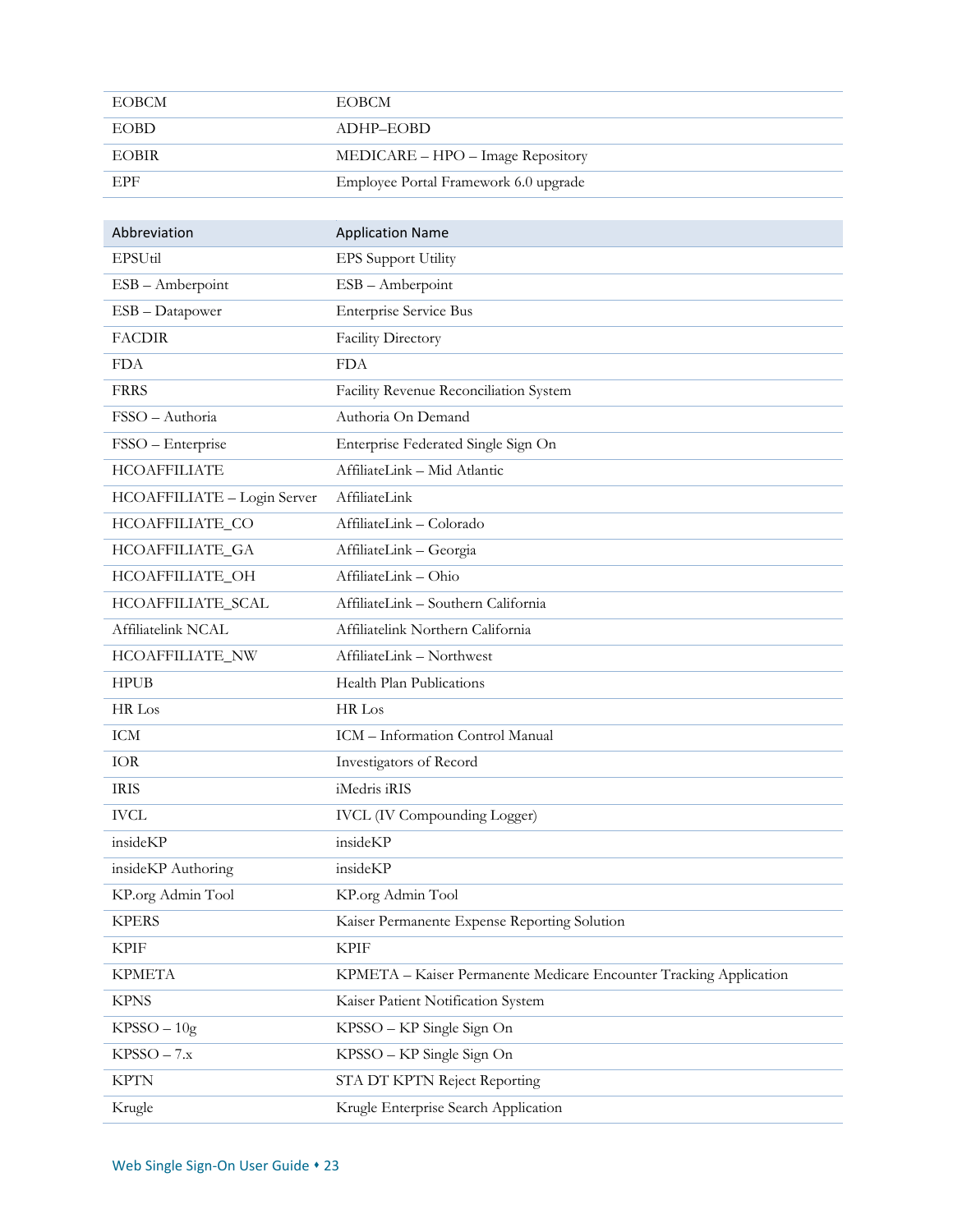| Abbreviation | Application Name |
|---|---|
| EOBCM | EOBCM |
| EOBD | ADHP–EOBD |
| EOBIR | MEDICARE – HPO – Image Repository |
| EPF | Employee Portal Framework 6.0 upgrade |

| Abbreviation | Application Name |
|---|---|
| EPSUtil | EPS Support Utility |
| ESB – Amberpoint | ESB – Amberpoint |
| ESB – Datapower | Enterprise Service Bus |
| FACDIR | Facility Directory |
| FDA | FDA |
| FRRS | Facility Revenue Reconciliation System |
| FSSO – Authoria | Authoria On Demand |
| FSSO – Enterprise | Enterprise Federated Single Sign On |
| HCOAFFILIATE | AffiliateLink – Mid Atlantic |
| HCOAFFILIATE – Login Server | AffiliateLink |
| HCOAFFILIATE_CO | AffiliateLink – Colorado |
| HCOAFFILIATE_GA | AffiliateLink – Georgia |
| HCOAFFILIATE_OH | AffiliateLink – Ohio |
| HCOAFFILIATE_SCAL | AffiliateLink – Southern California |
| Affiliatelink NCAL | Affiliatelink Northern California |
| HCOAFFILIATE_NW | AffiliateLink – Northwest |
| HPUB | Health Plan Publications |
| HR Los | HR Los |
| ICM | ICM – Information Control Manual |
| IOR | Investigators of Record |
| IRIS | iMedris iRIS |
| IVCL | IVCL (IV Compounding Logger) |
| insideKP | insideKP |
| insideKP Authoring | insideKP |
| KP.org Admin Tool | KP.org Admin Tool |
| KPERS | Kaiser Permanente Expense Reporting Solution |
| KPIF | KPIF |
| KPMETA | KPMETA – Kaiser Permanente Medicare Encounter Tracking Application |
| KPNS | Kaiser Patient Notification System |
| KPSSO – 10g | KPSSO – KP Single Sign On |
| KPSSO – 7.x | KPSSO – KP Single Sign On |
| KPTN | STA DT KPTN Reject Reporting |
| Krugle | Krugle Enterprise Search Application |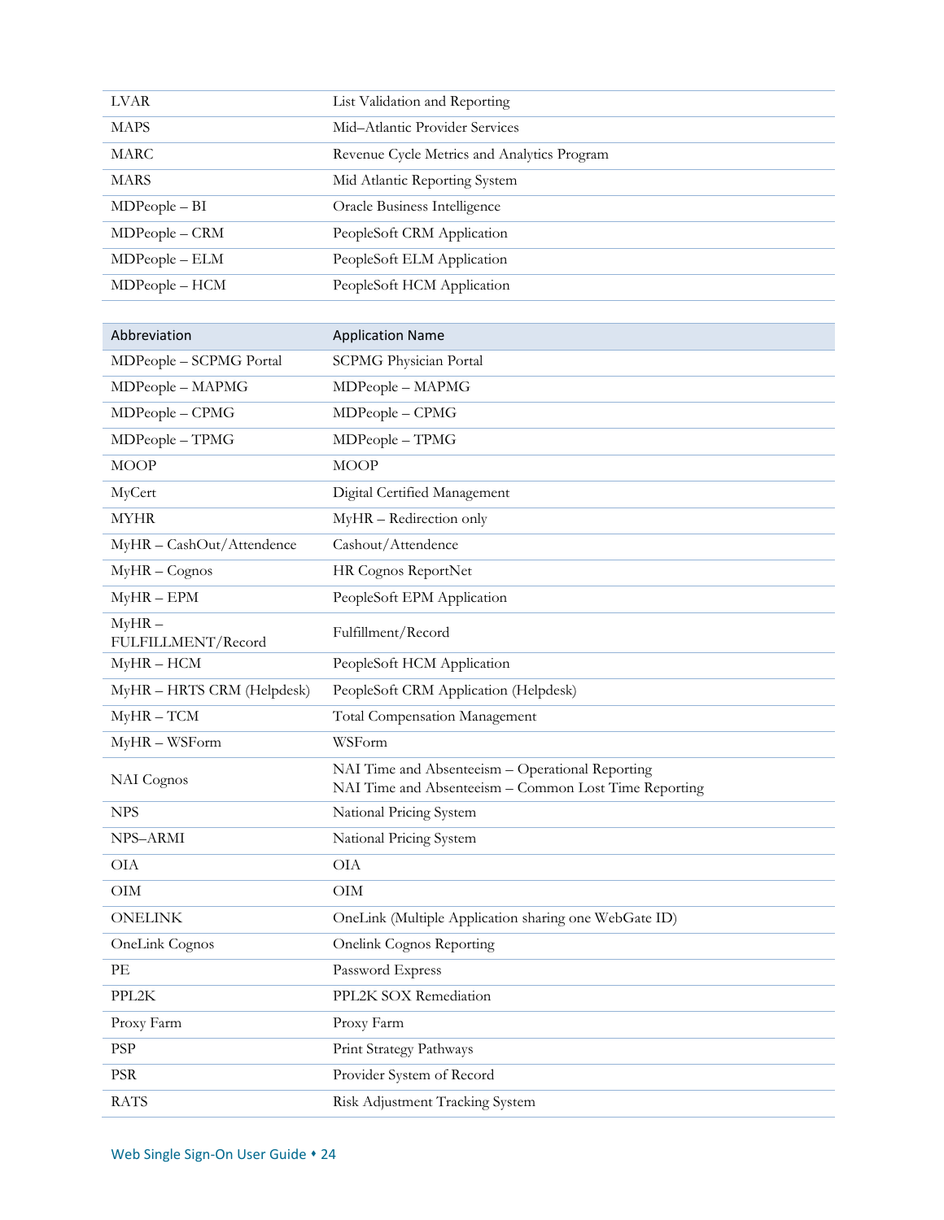| | |
|---|---|
| LVAR | List Validation and Reporting |
| MAPS | Mid–Atlantic Provider Services |
| MARC | Revenue Cycle Metrics and Analytics Program |
| MARS | Mid Atlantic Reporting System |
| MDPeople – BI | Oracle Business Intelligence |
| MDPeople – CRM | PeopleSoft CRM Application |
| MDPeople – ELM | PeopleSoft ELM Application |
| MDPeople – HCM | PeopleSoft HCM Application |

| Abbreviation | Application Name |
|---|---|
| MDPeople – SCPMG Portal | SCPMG Physician Portal |
| MDPeople – MAPMG | MDPeople – MAPMG |
| MDPeople – CPMG | MDPeople – CPMG |
| MDPeople – TPMG | MDPeople – TPMG |
| MOOP | MOOP |
| MyCert | Digital Certified Management |
| MYHR | MyHR – Redirection only |
| MyHR – CashOut/Attendence | Cashout/Attendence |
| MyHR – Cognos | HR Cognos ReportNet |
| MyHR – EPM | PeopleSoft EPM Application |
| MyHR – FULFILLMENT/Record | Fulfillment/Record |
| MyHR – HCM | PeopleSoft HCM Application |
| MyHR – HRTS CRM (Helpdesk) | PeopleSoft CRM Application (Helpdesk) |
| MyHR – TCM | Total Compensation Management |
| MyHR – WSForm | WSForm |
| NAI Cognos | NAI Time and Absenteeism – Operational Reporting<br>NAI Time and Absenteeism – Common Lost Time Reporting |
| NPS | National Pricing System |
| NPS–ARMI | National Pricing System |
| OIA | OIA |
| OIM | OIM |
| ONELINK | OneLink (Multiple Application sharing one WebGate ID) |
| OneLink Cognos | Onelink Cognos Reporting |
| PE | Password Express |
| PPL2K | PPL2K SOX Remediation |
| Proxy Farm | Proxy Farm |
| PSP | Print Strategy Pathways |
| PSR | Provider System of Record |
| RATS | Risk Adjustment Tracking System |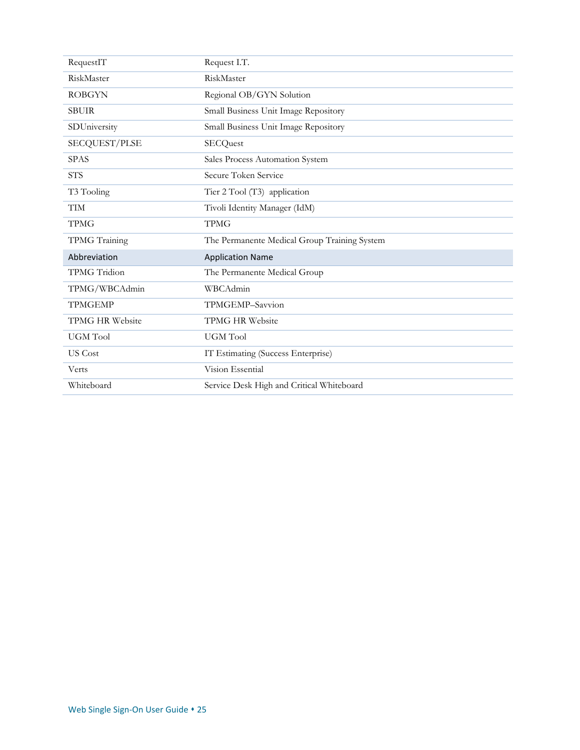| | |
|---|---|
| RequestIT | Request I.T. |
| RiskMaster | RiskMaster |
| ROBGYN | Regional OB/GYN Solution |
| SBUIR | Small Business Unit Image Repository |
| SDUniversity | Small Business Unit Image Repository |
| SECQUEST/PLSE | SECQuest |
| SPAS | Sales Process Automation System |
| STS | Secure Token Service |
| T3 Tooling | Tier 2 Tool (T3) application |
| TIM | Tivoli Identity Manager (IdM) |
| TPMG | TPMG |
| TPMG Training | The Permanente Medical Group Training System |
| Abbreviation | Application Name |
| TPMG Tridion | The Permanente Medical Group |
| TPMG/WBCAdmin | WBCAdmin |
| TPMGEMP | TPMGEMP–Savvion |
| TPMG HR Website | TPMG HR Website |
| UGM Tool | UGM Tool |
| US Cost | IT Estimating (Success Enterprise) |
| Verts | Vision Essential |
| Whiteboard | Service Desk High and Critical Whiteboard |